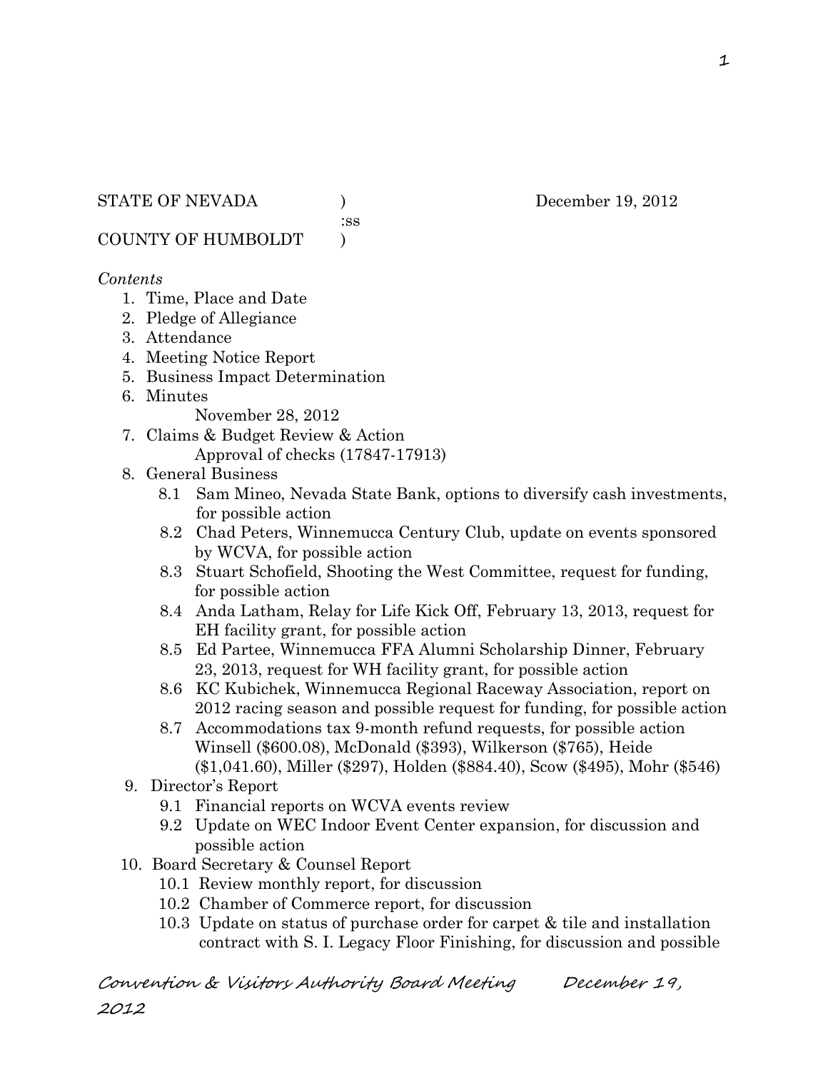STATE OF NEVADA )  December 19, 2012
:ss
COUNTY OF HUMBOLDT )

*Contents*

1. Time, Place and Date
2. Pledge of Allegiance
3. Attendance
4. Meeting Notice Report
5. Business Impact Determination
6. Minutes
   November 28, 2012
7. Claims & Budget Review & Action
   Approval of checks (17847-17913)
8. General Business
   - 8.1 Sam Mineo, Nevada State Bank, options to diversify cash investments, for possible action
   - 8.2 Chad Peters, Winnemucca Century Club, update on events sponsored by WCVA, for possible action
   - 8.3 Stuart Schofield, Shooting the West Committee, request for funding, for possible action
   - 8.4 Anda Latham, Relay for Life Kick Off, February 13, 2013, request for EH facility grant, for possible action
   - 8.5 Ed Partee, Winnemucca FFA Alumni Scholarship Dinner, February 23, 2013, request for WH facility grant, for possible action
   - 8.6 KC Kubichek, Winnemucca Regional Raceway Association, report on 2012 racing season and possible request for funding, for possible action
   - 8.7 Accommodations tax 9-month refund requests, for possible action Winsell ($600.08), McDonald ($393), Wilkerson ($765), Heide ($1,041.60), Miller ($297), Holden ($884.40), Scow ($495), Mohr ($546)
9. Director's Report
   - 9.1 Financial reports on WCVA events review
   - 9.2 Update on WEC Indoor Event Center expansion, for discussion and possible action
10. Board Secretary & Counsel Report
    - 10.1 Review monthly report, for discussion
    - 10.2 Chamber of Commerce report, for discussion
    - 10.3 Update on status of purchase order for carpet & tile and installation contract with S. I. Legacy Floor Finishing, for discussion and possible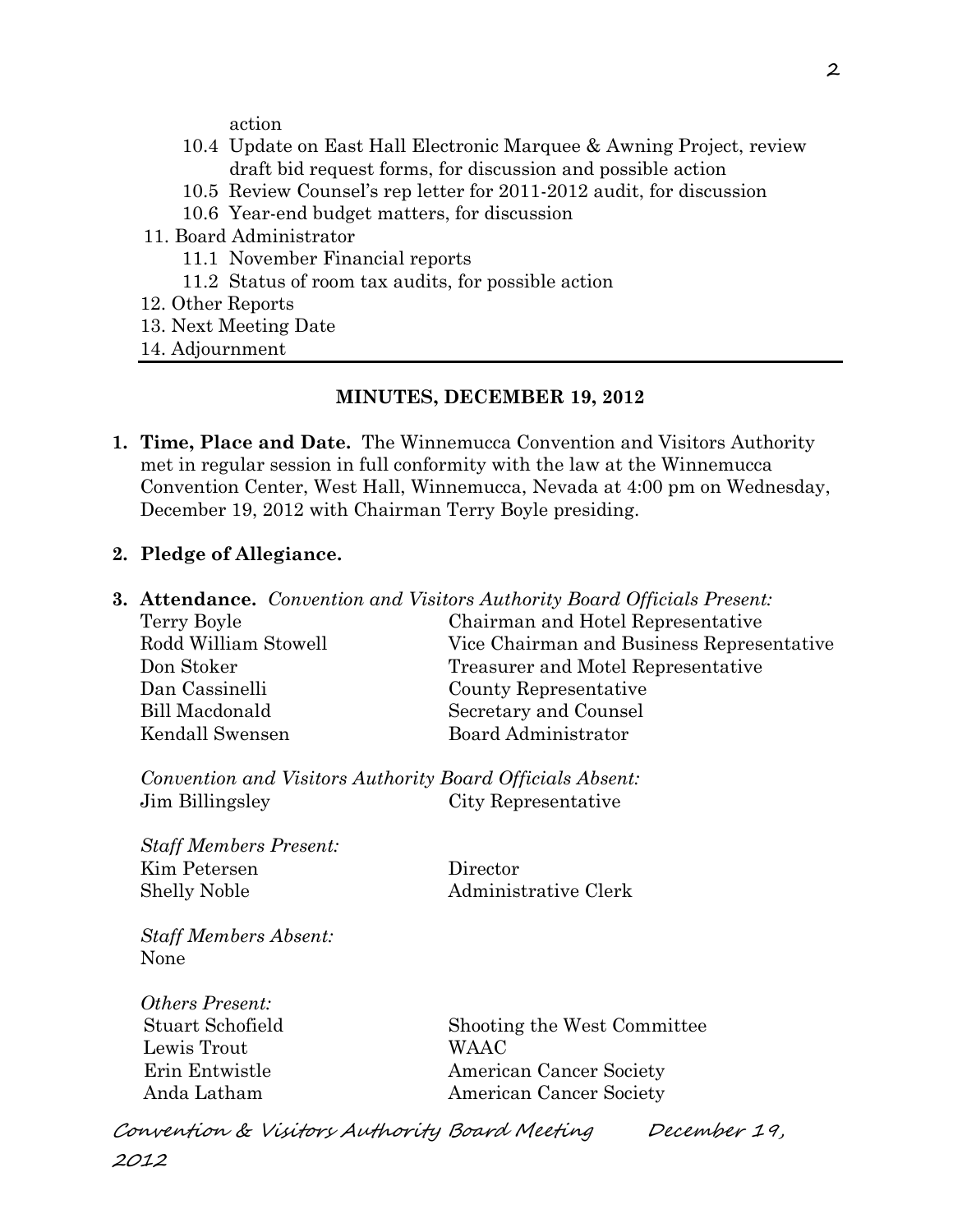action

10.4 Update on East Hall Electronic Marquee & Awning Project, review draft bid request forms, for discussion and possible action

10.5 Review Counsel's rep letter for 2011-2012 audit, for discussion

10.6 Year-end budget matters, for discussion

11. Board Administrator

    11.1 November Financial reports

    11.2 Status of room tax audits, for possible action

12. Other Reports

13. Next Meeting Date

14. Adjournment

## MINUTES, DECEMBER 19, 2012

**1. Time, Place and Date.** The Winnemucca Convention and Visitors Authority met in regular session in full conformity with the law at the Winnemucca Convention Center, West Hall, Winnemucca, Nevada at 4:00 pm on Wednesday, December 19, 2012 with Chairman Terry Boyle presiding.

**2. Pledge of Allegiance.**

**3. Attendance.** *Convention and Visitors Authority Board Officials Present:*

| | |
|---|---|
| Terry Boyle | Chairman and Hotel Representative |
| Rodd William Stowell | Vice Chairman and Business Representative |
| Don Stoker | Treasurer and Motel Representative |
| Dan Cassinelli | County Representative |
| Bill Macdonald | Secretary and Counsel |
| Kendall Swensen | Board Administrator |

*Convention and Visitors Authority Board Officials Absent:*

| | |
|---|---|
| Jim Billingsley | City Representative |

*Staff Members Present:*

| | |
|---|---|
| Kim Petersen | Director |
| Shelly Noble | Administrative Clerk |

*Staff Members Absent:*
None

*Others Present:*

| | |
|---|---|
| Stuart Schofield | Shooting the West Committee |
| Lewis Trout | WAAC |
| Erin Entwistle | American Cancer Society |
| Anda Latham | American Cancer Society |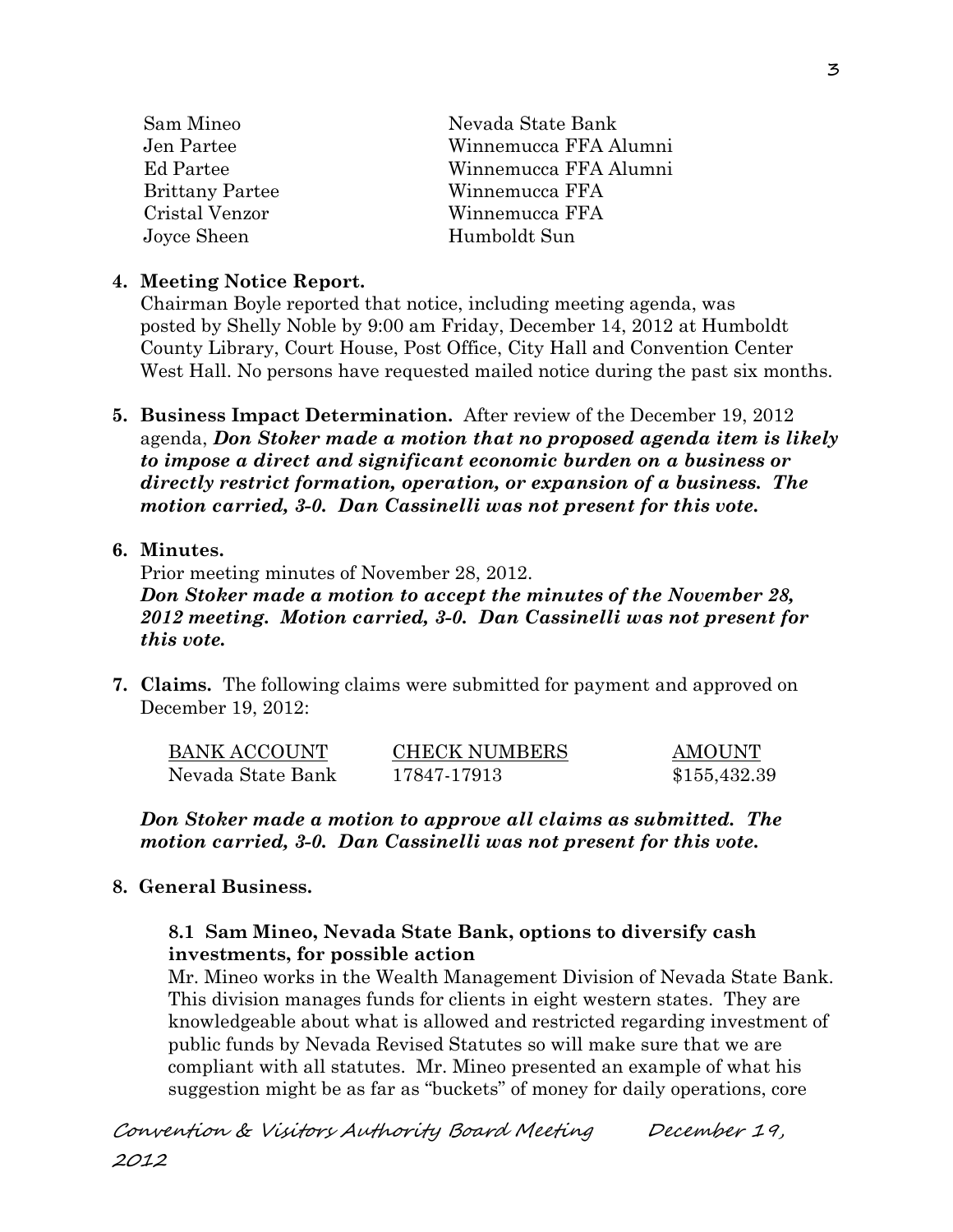| | |
|---|---|
| Sam Mineo | Nevada State Bank |
| Jen Partee | Winnemucca FFA Alumni |
| Ed Partee | Winnemucca FFA Alumni |
| Brittany Partee | Winnemucca FFA |
| Cristal Venzor | Winnemucca FFA |
| Joyce Sheen | Humboldt Sun |

**4. Meeting Notice Report.**

Chairman Boyle reported that notice, including meeting agenda, was posted by Shelly Noble by 9:00 am Friday, December 14, 2012 at Humboldt County Library, Court House, Post Office, City Hall and Convention Center West Hall. No persons have requested mailed notice during the past six months.

**5. Business Impact Determination.** After review of the December 19, 2012 agenda, ***Don Stoker made a motion that no proposed agenda item is likely to impose a direct and significant economic burden on a business or directly restrict formation, operation, or expansion of a business. The motion carried, 3-0. Dan Cassinelli was not present for this vote.***

**6. Minutes.**

Prior meeting minutes of November 28, 2012.

***Don Stoker made a motion to accept the minutes of the November 28, 2012 meeting. Motion carried, 3-0. Dan Cassinelli was not present for this vote.***

**7. Claims.** The following claims were submitted for payment and approved on December 19, 2012:

| BANK ACCOUNT | CHECK NUMBERS | AMOUNT |
|---|---|---|
| Nevada State Bank | 17847-17913 | $155,432.39 |

***Don Stoker made a motion to approve all claims as submitted. The motion carried, 3-0. Dan Cassinelli was not present for this vote.***

**8. General Business.**

**8.1 Sam Mineo, Nevada State Bank, options to diversify cash investments, for possible action**

Mr. Mineo works in the Wealth Management Division of Nevada State Bank. This division manages funds for clients in eight western states. They are knowledgeable about what is allowed and restricted regarding investment of public funds by Nevada Revised Statutes so will make sure that we are compliant with all statutes. Mr. Mineo presented an example of what his suggestion might be as far as "buckets" of money for daily operations, core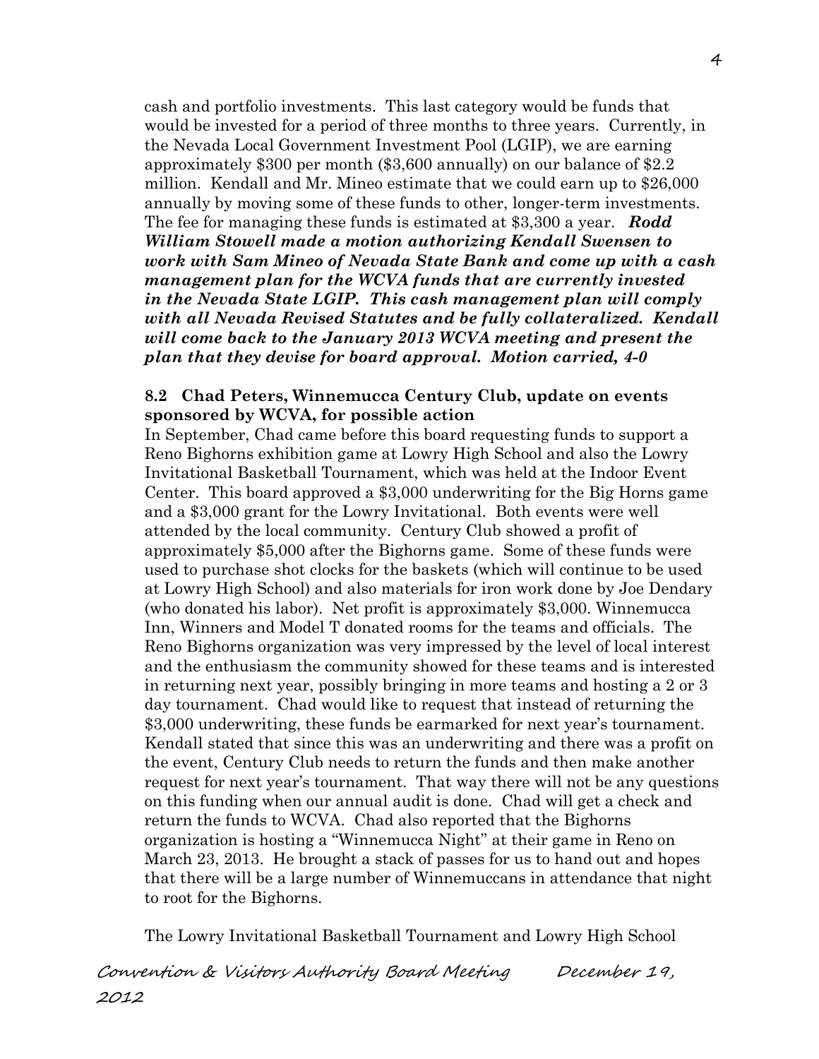cash and portfolio investments. This last category would be funds that would be invested for a period of three months to three years. Currently, in the Nevada Local Government Investment Pool (LGIP), we are earning approximately $300 per month ($3,600 annually) on our balance of $2.2 million. Kendall and Mr. Mineo estimate that we could earn up to $26,000 annually by moving some of these funds to other, longer-term investments. The fee for managing these funds is estimated at $3,300 a year. ***Rodd William Stowell made a motion authorizing Kendall Swensen to work with Sam Mineo of Nevada State Bank and come up with a cash management plan for the WCVA funds that are currently invested in the Nevada State LGIP. This cash management plan will comply with all Nevada Revised Statutes and be fully collateralized. Kendall will come back to the January 2013 WCVA meeting and present the plan that they devise for board approval. Motion carried, 4-0***

**8.2 Chad Peters, Winnemucca Century Club, update on events sponsored by WCVA, for possible action**

In September, Chad came before this board requesting funds to support a Reno Bighorns exhibition game at Lowry High School and also the Lowry Invitational Basketball Tournament, which was held at the Indoor Event Center. This board approved a $3,000 underwriting for the Big Horns game and a $3,000 grant for the Lowry Invitational. Both events were well attended by the local community. Century Club showed a profit of approximately $5,000 after the Bighorns game. Some of these funds were used to purchase shot clocks for the baskets (which will continue to be used at Lowry High School) and also materials for iron work done by Joe Dendary (who donated his labor). Net profit is approximately $3,000. Winnemucca Inn, Winners and Model T donated rooms for the teams and officials. The Reno Bighorns organization was very impressed by the level of local interest and the enthusiasm the community showed for these teams and is interested in returning next year, possibly bringing in more teams and hosting a 2 or 3 day tournament. Chad would like to request that instead of returning the $3,000 underwriting, these funds be earmarked for next year's tournament. Kendall stated that since this was an underwriting and there was a profit on the event, Century Club needs to return the funds and then make another request for next year's tournament. That way there will not be any questions on this funding when our annual audit is done. Chad will get a check and return the funds to WCVA. Chad also reported that the Bighorns organization is hosting a "Winnemucca Night" at their game in Reno on March 23, 2013. He brought a stack of passes for us to hand out and hopes that there will be a large number of Winnemuccans in attendance that night to root for the Bighorns.

The Lowry Invitational Basketball Tournament and Lowry High School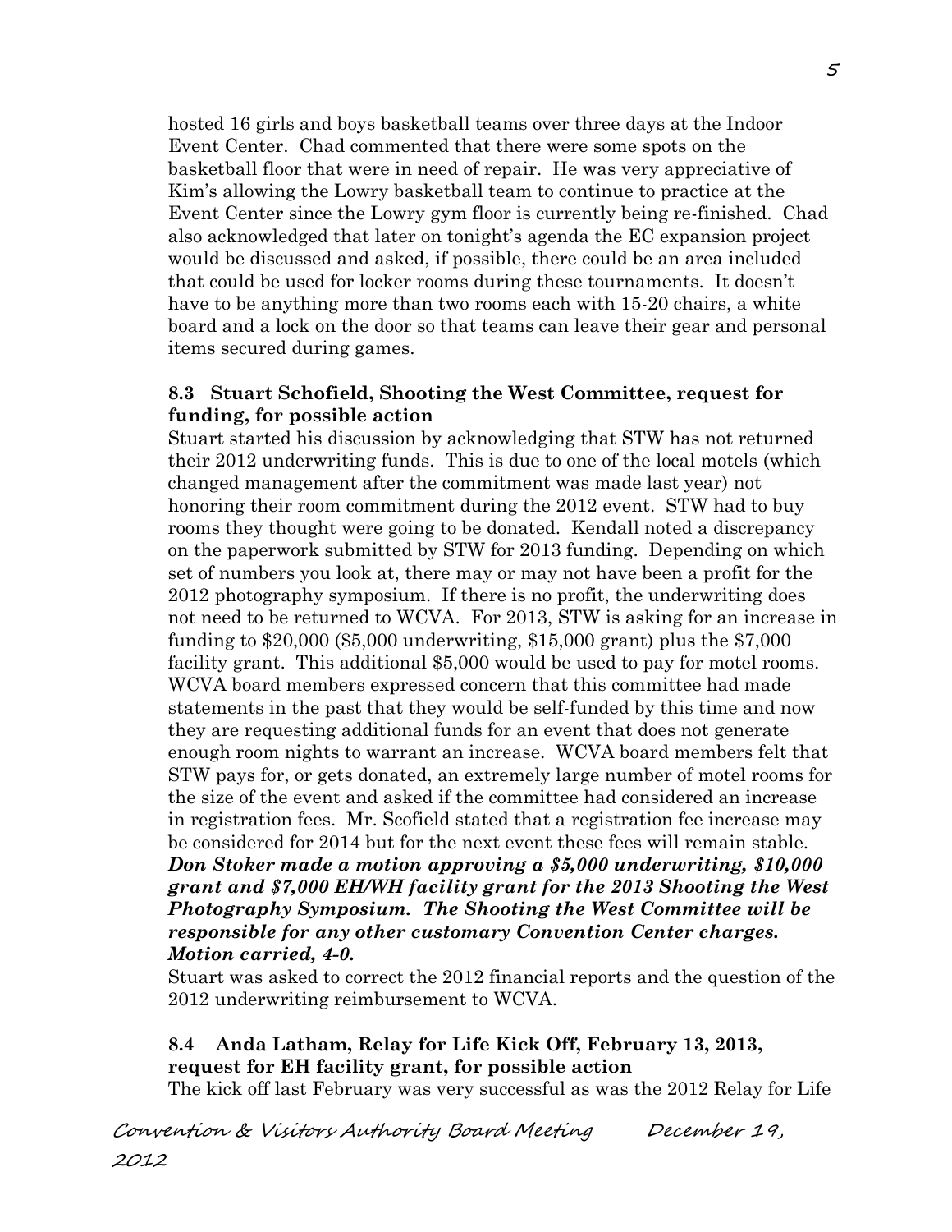hosted 16 girls and boys basketball teams over three days at the Indoor Event Center. Chad commented that there were some spots on the basketball floor that were in need of repair. He was very appreciative of Kim's allowing the Lowry basketball team to continue to practice at the Event Center since the Lowry gym floor is currently being re-finished. Chad also acknowledged that later on tonight's agenda the EC expansion project would be discussed and asked, if possible, there could be an area included that could be used for locker rooms during these tournaments. It doesn't have to be anything more than two rooms each with 15-20 chairs, a white board and a lock on the door so that teams can leave their gear and personal items secured during games.

### 8.3 Stuart Schofield, Shooting the West Committee, request for funding, for possible action

Stuart started his discussion by acknowledging that STW has not returned their 2012 underwriting funds. This is due to one of the local motels (which changed management after the commitment was made last year) not honoring their room commitment during the 2012 event. STW had to buy rooms they thought were going to be donated. Kendall noted a discrepancy on the paperwork submitted by STW for 2013 funding. Depending on which set of numbers you look at, there may or may not have been a profit for the 2012 photography symposium. If there is no profit, the underwriting does not need to be returned to WCVA. For 2013, STW is asking for an increase in funding to $20,000 ($5,000 underwriting, $15,000 grant) plus the $7,000 facility grant. This additional $5,000 would be used to pay for motel rooms. WCVA board members expressed concern that this committee had made statements in the past that they would be self-funded by this time and now they are requesting additional funds for an event that does not generate enough room nights to warrant an increase. WCVA board members felt that STW pays for, or gets donated, an extremely large number of motel rooms for the size of the event and asked if the committee had considered an increase in registration fees. Mr. Scofield stated that a registration fee increase may be considered for 2014 but for the next event these fees will remain stable. ***Don Stoker made a motion approving a $5,000 underwriting, $10,000 grant and $7,000 EH/WH facility grant for the 2013 Shooting the West Photography Symposium. The Shooting the West Committee will be responsible for any other customary Convention Center charges. Motion carried, 4-0.***

Stuart was asked to correct the 2012 financial reports and the question of the 2012 underwriting reimbursement to WCVA.

### 8.4 Anda Latham, Relay for Life Kick Off, February 13, 2013, request for EH facility grant, for possible action

The kick off last February was very successful as was the 2012 Relay for Life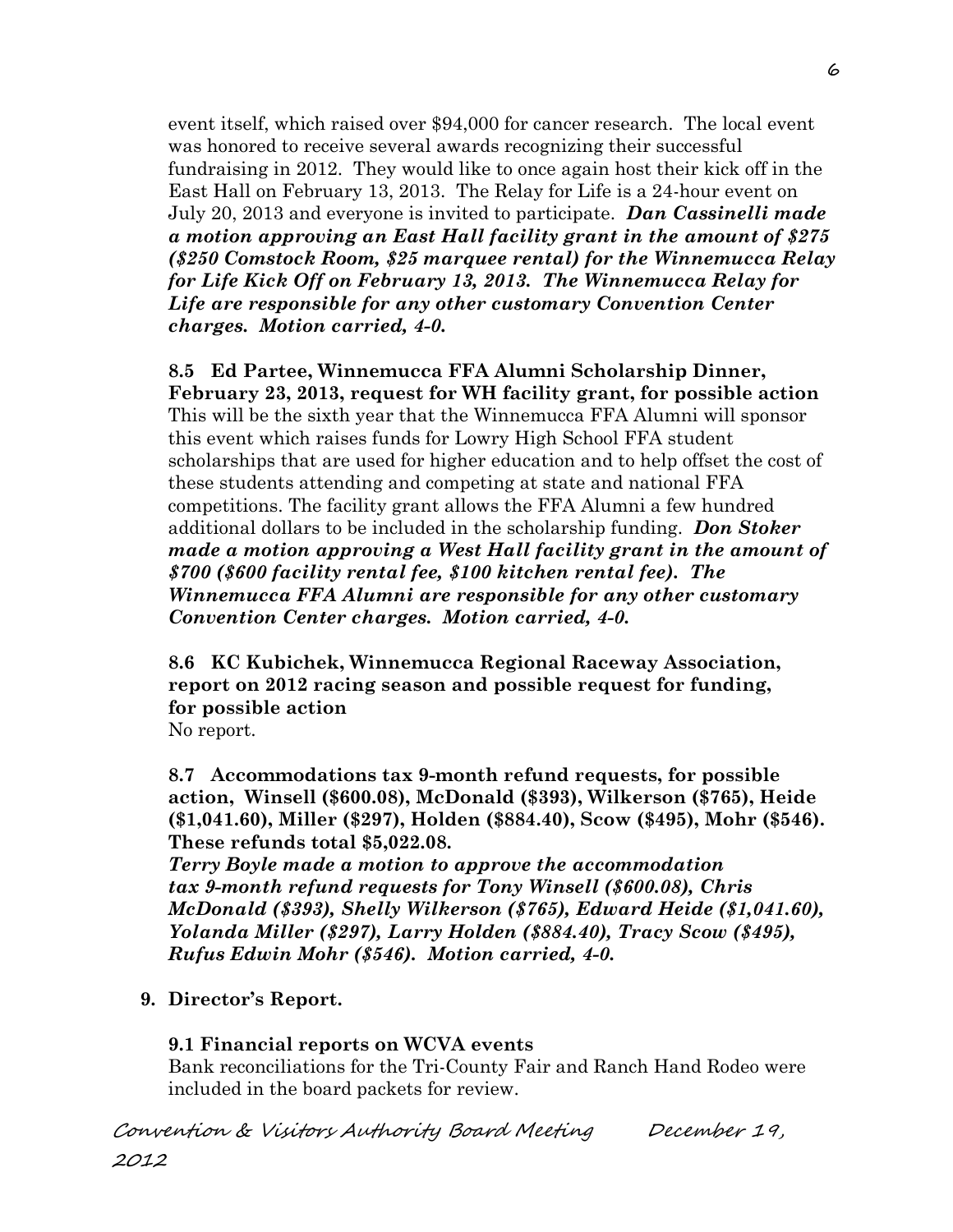event itself, which raised over $94,000 for cancer research. The local event was honored to receive several awards recognizing their successful fundraising in 2012. They would like to once again host their kick off in the East Hall on February 13, 2013. The Relay for Life is a 24-hour event on July 20, 2013 and everyone is invited to participate. ***Dan Cassinelli made a motion approving an East Hall facility grant in the amount of $275 ($250 Comstock Room, $25 marquee rental) for the Winnemucca Relay for Life Kick Off on February 13, 2013. The Winnemucca Relay for Life are responsible for any other customary Convention Center charges. Motion carried, 4-0.***

**8.5 Ed Partee, Winnemucca FFA Alumni Scholarship Dinner, February 23, 2013, request for WH facility grant, for possible action**

This will be the sixth year that the Winnemucca FFA Alumni will sponsor this event which raises funds for Lowry High School FFA student scholarships that are used for higher education and to help offset the cost of these students attending and competing at state and national FFA competitions. The facility grant allows the FFA Alumni a few hundred additional dollars to be included in the scholarship funding. ***Don Stoker made a motion approving a West Hall facility grant in the amount of $700 ($600 facility rental fee, $100 kitchen rental fee). The Winnemucca FFA Alumni are responsible for any other customary Convention Center charges. Motion carried, 4-0.***

**8.6 KC Kubichek, Winnemucca Regional Raceway Association, report on 2012 racing season and possible request for funding, for possible action**

No report.

**8.7 Accommodations tax 9-month refund requests, for possible action, Winsell ($600.08), McDonald ($393), Wilkerson ($765), Heide ($1,041.60), Miller ($297), Holden ($884.40), Scow ($495), Mohr ($546). These refunds total $5,022.08.**

***Terry Boyle made a motion to approve the accommodation tax 9-month refund requests for Tony Winsell ($600.08), Chris McDonald ($393), Shelly Wilkerson ($765), Edward Heide ($1,041.60), Yolanda Miller ($297), Larry Holden ($884.40), Tracy Scow ($495), Rufus Edwin Mohr ($546). Motion carried, 4-0.***

**9. Director's Report.**

**9.1 Financial reports on WCVA events**

Bank reconciliations for the Tri-County Fair and Ranch Hand Rodeo were included in the board packets for review.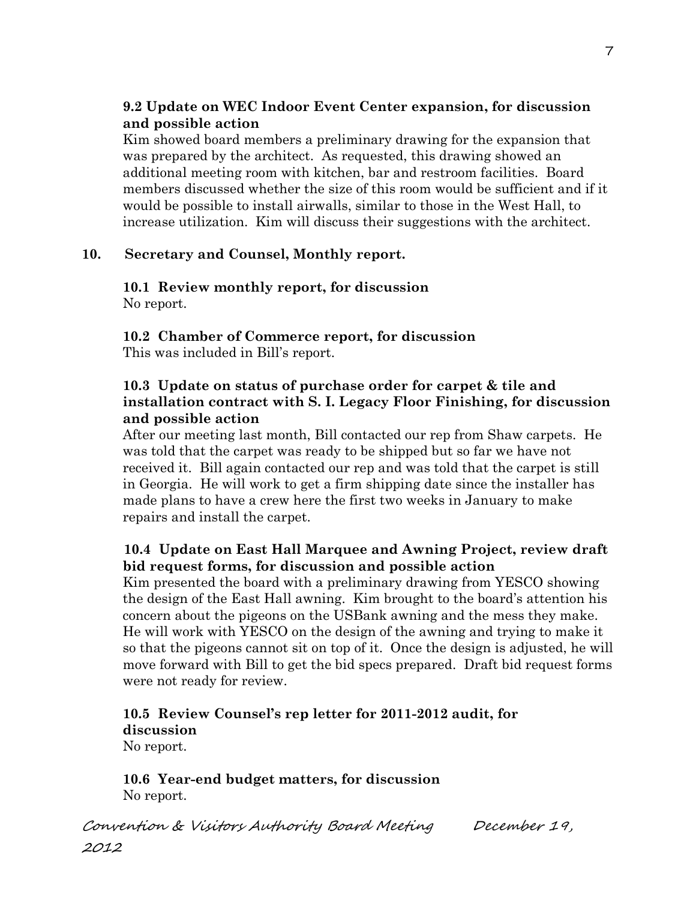**9.2 Update on WEC Indoor Event Center expansion, for discussion and possible action**

Kim showed board members a preliminary drawing for the expansion that was prepared by the architect. As requested, this drawing showed an additional meeting room with kitchen, bar and restroom facilities. Board members discussed whether the size of this room would be sufficient and if it would be possible to install airwalls, similar to those in the West Hall, to increase utilization. Kim will discuss their suggestions with the architect.

## 10. Secretary and Counsel, Monthly report.

**10.1 Review monthly report, for discussion**

No report.

**10.2 Chamber of Commerce report, for discussion**

This was included in Bill's report.

**10.3 Update on status of purchase order for carpet & tile and installation contract with S. I. Legacy Floor Finishing, for discussion and possible action**

After our meeting last month, Bill contacted our rep from Shaw carpets. He was told that the carpet was ready to be shipped but so far we have not received it. Bill again contacted our rep and was told that the carpet is still in Georgia. He will work to get a firm shipping date since the installer has made plans to have a crew here the first two weeks in January to make repairs and install the carpet.

**10.4 Update on East Hall Marquee and Awning Project, review draft bid request forms, for discussion and possible action**

Kim presented the board with a preliminary drawing from YESCO showing the design of the East Hall awning. Kim brought to the board's attention his concern about the pigeons on the USBank awning and the mess they make. He will work with YESCO on the design of the awning and trying to make it so that the pigeons cannot sit on top of it. Once the design is adjusted, he will move forward with Bill to get the bid specs prepared. Draft bid request forms were not ready for review.

**10.5 Review Counsel's rep letter for 2011-2012 audit, for discussion**

No report.

**10.6 Year-end budget matters, for discussion**

No report.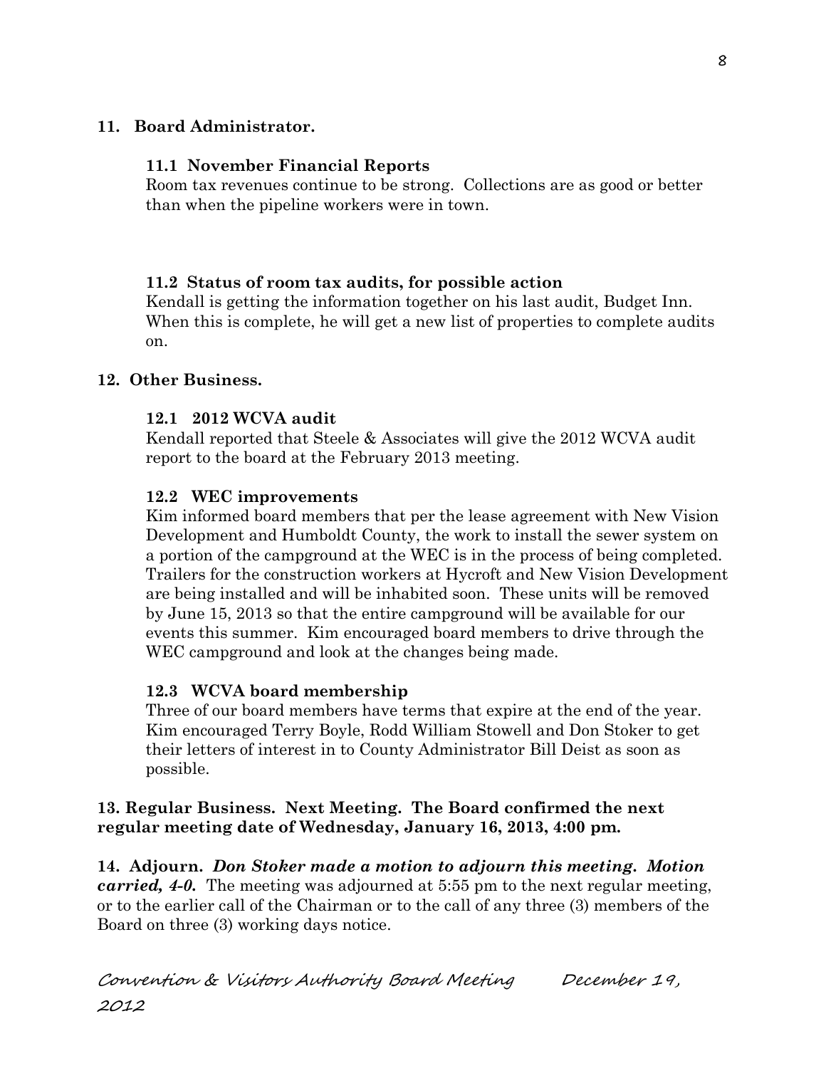**11. Board Administrator.**

**11.1 November Financial Reports**

Room tax revenues continue to be strong. Collections are as good or better than when the pipeline workers were in town.

**11.2 Status of room tax audits, for possible action**

Kendall is getting the information together on his last audit, Budget Inn. When this is complete, he will get a new list of properties to complete audits on.

**12. Other Business.**

**12.1 2012 WCVA audit**

Kendall reported that Steele & Associates will give the 2012 WCVA audit report to the board at the February 2013 meeting.

**12.2 WEC improvements**

Kim informed board members that per the lease agreement with New Vision Development and Humboldt County, the work to install the sewer system on a portion of the campground at the WEC is in the process of being completed. Trailers for the construction workers at Hycroft and New Vision Development are being installed and will be inhabited soon. These units will be removed by June 15, 2013 so that the entire campground will be available for our events this summer. Kim encouraged board members to drive through the WEC campground and look at the changes being made.

**12.3 WCVA board membership**

Three of our board members have terms that expire at the end of the year. Kim encouraged Terry Boyle, Rodd William Stowell and Don Stoker to get their letters of interest in to County Administrator Bill Deist as soon as possible.

**13. Regular Business. Next Meeting. The Board confirmed the next regular meeting date of Wednesday, January 16, 2013, 4:00 pm.**

**14. Adjourn.** ***Don Stoker made a motion to adjourn this meeting. Motion carried, 4-0.*** The meeting was adjourned at 5:55 pm to the next regular meeting, or to the earlier call of the Chairman or to the call of any three (3) members of the Board on three (3) working days notice.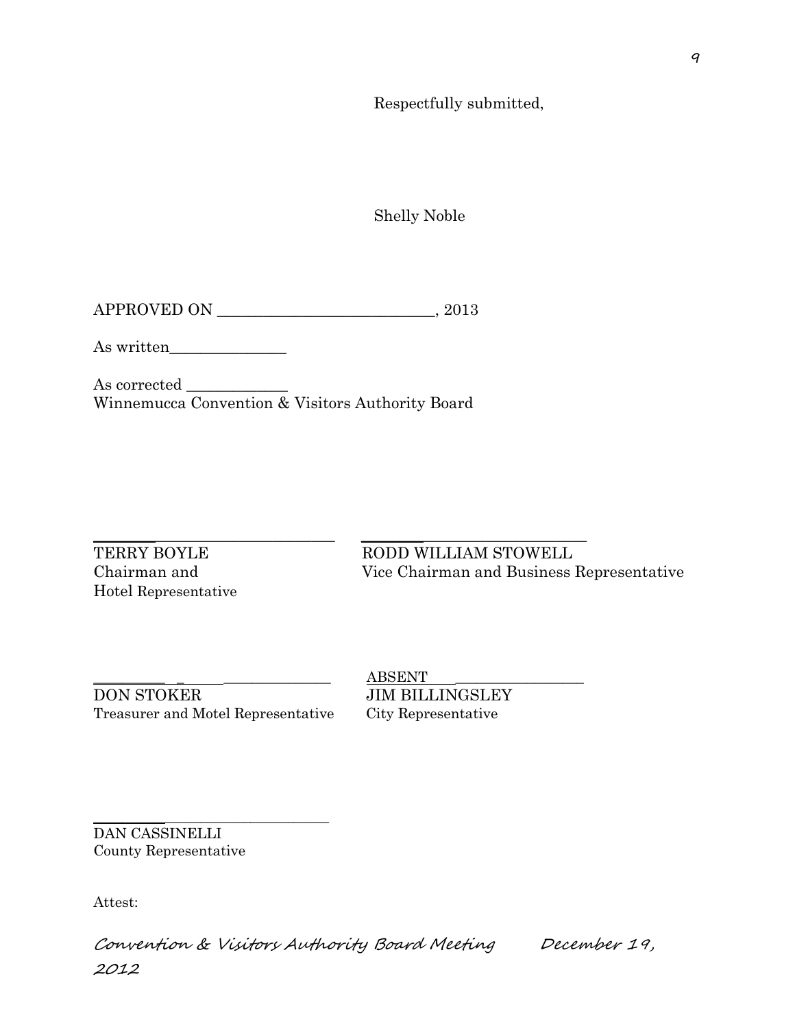Respectfully submitted,

Shelly Noble

APPROVED ON ____________________________, 2013

As written_______________

As corrected _____________
Winnemucca Convention & Visitors Authority Board

_______________________________
TERRY BOYLE
Chairman and
Hotel Representative

_______________________________
RODD WILLIAM STOWELL
Vice Chairman and Business Representative

_______________________________
DON STOKER
Treasurer and Motel Representative

ABSENT___________________
JIM BILLINGSLEY
City Representative

_______________________________
DAN CASSINELLI
County Representative

Attest: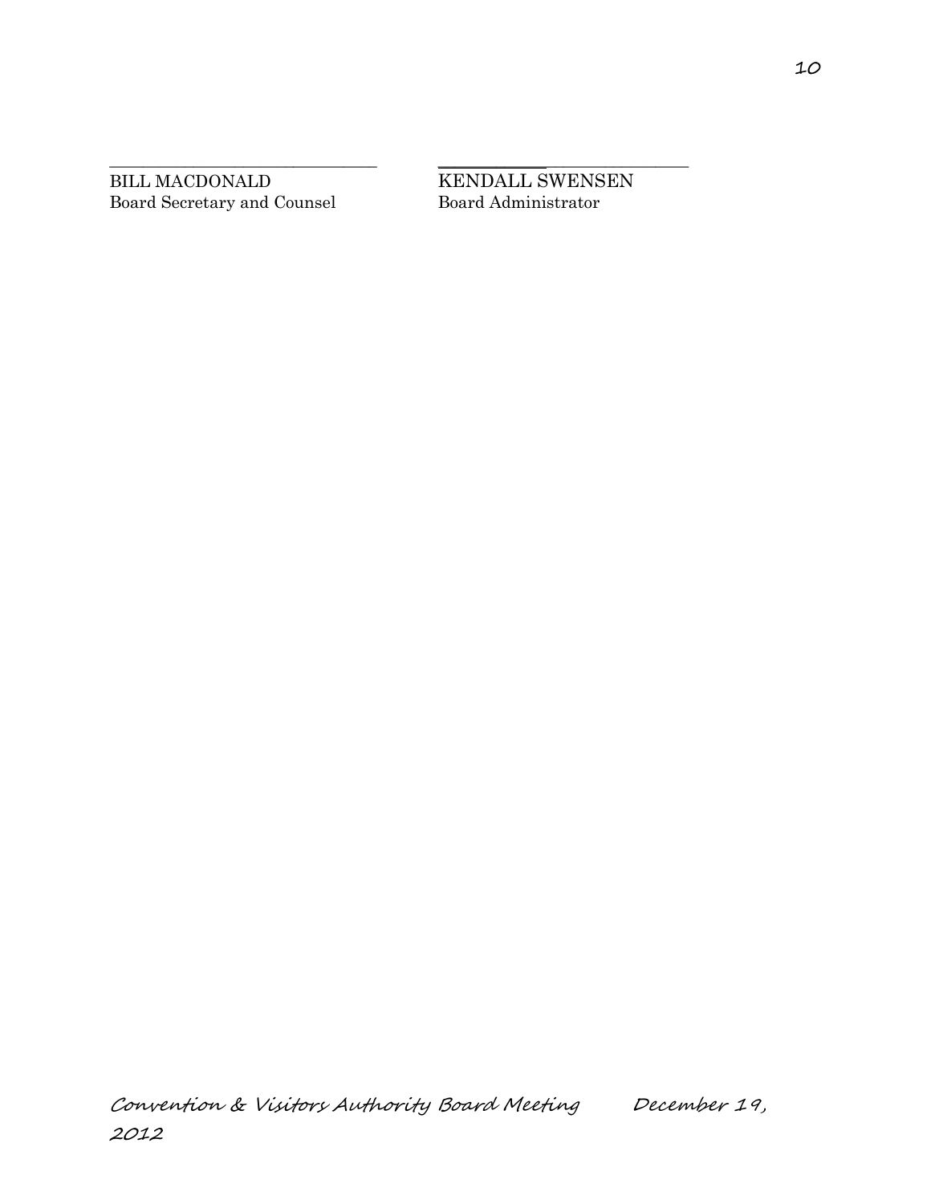_______________________________ _______________________________

BILL MACDONALD
Board Secretary and Counsel

KENDALL SWENSEN
Board Administrator